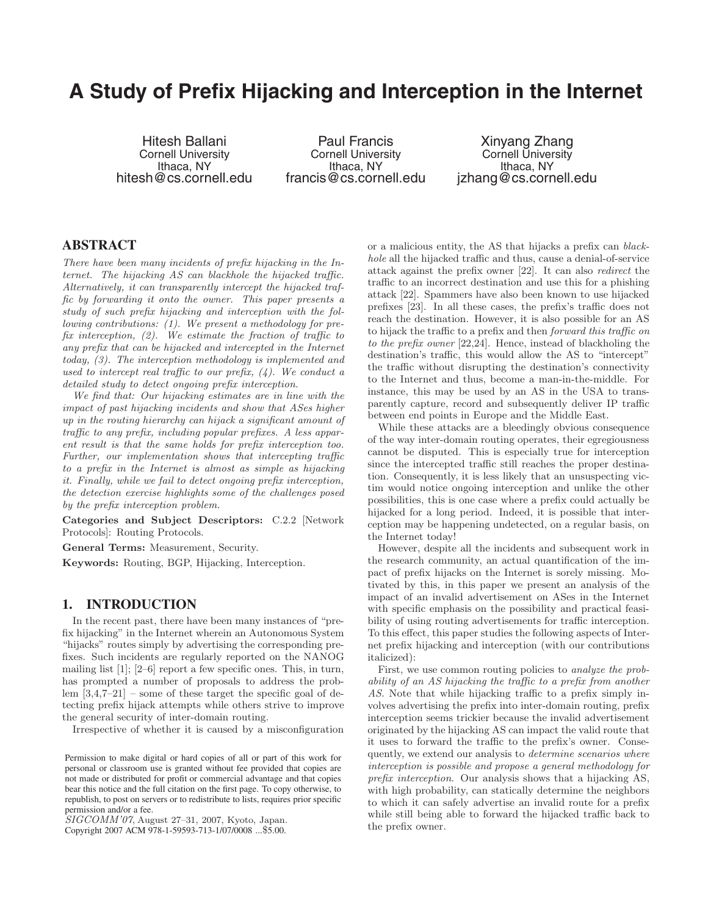# A Study of Prefix Hijacking and Interception in the Internet

Hitesh Ballani
Cornell University
Ithaca, NY
hitesh@cs.cornell.edu

Paul Francis
Cornell University
Ithaca, NY
francis@cs.cornell.edu

Xinyang Zhang
Cornell University
Ithaca, NY
jzhang@cs.cornell.edu

## ABSTRACT

*There have been many incidents of prefix hijacking in the Internet. The hijacking AS can blackhole the hijacked traffic. Alternatively, it can transparently intercept the hijacked traffic by forwarding it onto the owner. This paper presents a study of such prefix hijacking and interception with the following contributions: (1). We present a methodology for prefix interception, (2). We estimate the fraction of traffic to any prefix that can be hijacked and intercepted in the Internet today, (3). The interception methodology is implemented and used to intercept real traffic to our prefix, (4). We conduct a detailed study to detect ongoing prefix interception.*

*We find that: Our hijacking estimates are in line with the impact of past hijacking incidents and show that ASes higher up in the routing hierarchy can hijack a significant amount of traffic to any prefix, including popular prefixes. A less apparent result is that the same holds for prefix interception too. Further, our implementation shows that intercepting traffic to a prefix in the Internet is almost as simple as hijacking it. Finally, while we fail to detect ongoing prefix interception, the detection exercise highlights some of the challenges posed by the prefix interception problem.*

**Categories and Subject Descriptors:** C.2.2 [Network Protocols]: Routing Protocols.

**General Terms:** Measurement, Security.

**Keywords:** Routing, BGP, Hijacking, Interception.

## 1. INTRODUCTION

In the recent past, there have been many instances of "prefix hijacking" in the Internet wherein an Autonomous System "hijacks" routes simply by advertising the corresponding prefixes. Such incidents are regularly reported on the NANOG mailing list [1]; [2–6] report a few specific ones. This, in turn, has prompted a number of proposals to address the problem [3,4,7–21] – some of these target the specific goal of detecting prefix hijack attempts while others strive to improve the general security of inter-domain routing.

Irrespective of whether it is caused by a misconfiguration or a malicious entity, the AS that hijacks a prefix can *blackhole* all the hijacked traffic and thus, cause a denial-of-service attack against the prefix owner [22]. It can also *redirect* the traffic to an incorrect destination and use this for a phishing attack [22]. Spammers have also been known to use hijacked prefixes [23]. In all these cases, the prefix's traffic does not reach the destination. However, it is also possible for an AS to hijack the traffic to a prefix and then *forward this traffic on to the prefix owner* [22,24]. Hence, instead of blackholing the destination's traffic, this would allow the AS to "intercept" the traffic without disrupting the destination's connectivity to the Internet and thus, become a man-in-the-middle. For instance, this may be used by an AS in the USA to transparently capture, record and subsequently deliver IP traffic between end points in Europe and the Middle East.

While these attacks are a bleedingly obvious consequence of the way inter-domain routing operates, their egregiousness cannot be disputed. This is especially true for interception since the intercepted traffic still reaches the proper destination. Consequently, it is less likely that an unsuspecting victim would notice ongoing interception and unlike the other possibilities, this is one case where a prefix could actually be hijacked for a long period. Indeed, it is possible that interception may be happening undetected, on a regular basis, on the Internet today!

However, despite all the incidents and subsequent work in the research community, an actual quantification of the impact of prefix hijacks on the Internet is sorely missing. Motivated by this, in this paper we present an analysis of the impact of an invalid advertisement on ASes in the Internet with specific emphasis on the possibility and practical feasibility of using routing advertisements for traffic interception. To this effect, this paper studies the following aspects of Internet prefix hijacking and interception (with our contributions italicized):

First, we use common routing policies to *analyze the probability of an AS hijacking the traffic to a prefix from another AS*. Note that while hijacking traffic to a prefix simply involves advertising the prefix into inter-domain routing, prefix interception seems trickier because the invalid advertisement originated by the hijacking AS can impact the valid route that it uses to forward the traffic to the prefix's owner. Consequently, we extend our analysis to *determine scenarios where interception is possible and propose a general methodology for prefix interception*. Our analysis shows that a hijacking AS, with high probability, can statically determine the neighbors to which it can safely advertise an invalid route for a prefix while still being able to forward the hijacked traffic back to the prefix owner.

Permission to make digital or hard copies of all or part of this work for personal or classroom use is granted without fee provided that copies are not made or distributed for profit or commercial advantage and that copies bear this notice and the full citation on the first page. To copy otherwise, to republish, to post on servers or to redistribute to lists, requires prior specific permission and/or a fee.
*SIGCOMM'07*, August 27–31, 2007, Kyoto, Japan.
Copyright 2007 ACM 978-1-59593-713-1/07/0008 ...$5.00.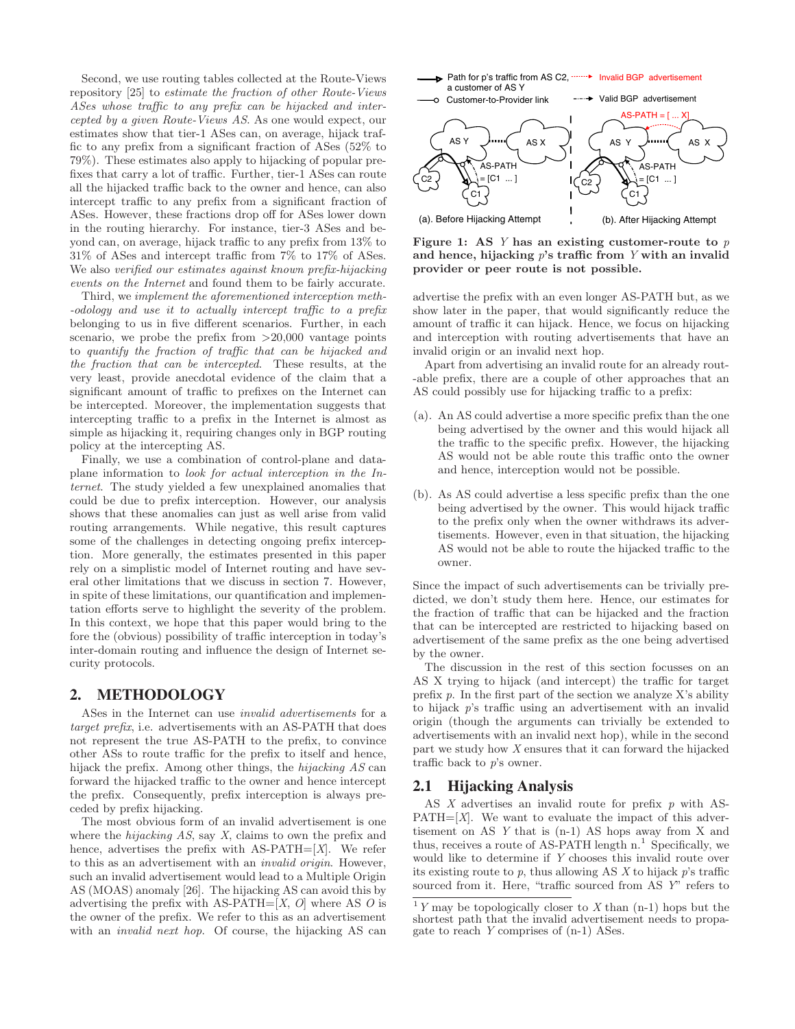Second, we use routing tables collected at the Route-Views repository [25] to *estimate the fraction of other Route-Views ASes whose traffic to any prefix can be hijacked and intercepted by a given Route-Views AS*. As one would expect, our estimates show that tier-1 ASes can, on average, hijack traffic to any prefix from a significant fraction of ASes (52% to 79%). These estimates also apply to hijacking of popular prefixes that carry a lot of traffic. Further, tier-1 ASes can route all the hijacked traffic back to the owner and hence, can also intercept traffic to any prefix from a significant fraction of ASes. However, these fractions drop off for ASes lower down in the routing hierarchy. For instance, tier-3 ASes and beyond can, on average, hijack traffic to any prefix from 13% to 31% of ASes and intercept traffic from 7% to 17% of ASes. We also *verified our estimates against known prefix-hijacking events on the Internet* and found them to be fairly accurate.

Third, we *implement the aforementioned interception methodology and use it to actually intercept traffic to a prefix* belonging to us in five different scenarios. Further, in each scenario, we probe the prefix from >20,000 vantage points to *quantify the fraction of traffic that can be hijacked and the fraction that can be intercepted*. These results, at the very least, provide anecdotal evidence of the claim that a significant amount of traffic to prefixes on the Internet can be intercepted. Moreover, the implementation suggests that intercepting traffic to a prefix in the Internet is almost as simple as hijacking it, requiring changes only in BGP routing policy at the intercepting AS.

Finally, we use a combination of control-plane and data-plane information to *look for actual interception in the Internet*. The study yielded a few unexplained anomalies that could be due to prefix interception. However, our analysis shows that these anomalies can just as well arise from valid routing arrangements. While negative, this result captures some of the challenges in detecting ongoing prefix interception. More generally, the estimates presented in this paper rely on a simplistic model of Internet routing and have several other limitations that we discuss in section 7. However, in spite of these limitations, our quantification and implementation efforts serve to highlight the severity of the problem. In this context, we hope that this paper would bring to the fore the (obvious) possibility of traffic interception in today's inter-domain routing and influence the design of Internet security protocols.

## 2. METHODOLOGY

ASes in the Internet can use *invalid advertisements* for a *target prefix*, i.e. advertisements with an AS-PATH that does not represent the true AS-PATH to the prefix, to convince other ASes to route traffic for the prefix to itself and hence, hijack the prefix. Among other things, the *hijacking AS* can forward the hijacked traffic to the owner and hence intercept the prefix. Consequently, prefix interception is always preceded by prefix hijacking.

The most obvious form of an invalid advertisement is one where the *hijacking AS*, say $X$, claims to own the prefix and hence, advertises the prefix with AS-PATH=$[X]$. We refer to this as an advertisement with an *invalid origin*. However, such an invalid advertisement would lead to a Multiple Origin AS (MOAS) anomaly [26]. The hijacking AS can avoid this by advertising the prefix with AS-PATH=$[X, O]$ where AS $O$ is the owner of the prefix. We refer to this as an advertisement with an *invalid next hop*. Of course, the hijacking AS can advertise the prefix with an even longer AS-PATH but, as we show later in the paper, that would significantly reduce the amount of traffic it can hijack. Hence, we focus on hijacking and interception with routing advertisements that have an invalid origin or an invalid next hop.

Figure 1: AS $Y$ has an existing customer-route to $p$ and hence, hijacking $p$'s traffic from $Y$ with an invalid provider or peer route is not possible.

Apart from advertising an invalid route for an already routable prefix, there are a couple of other approaches that an AS could possibly use for hijacking traffic to a prefix:

(a). An AS could advertise a more specific prefix than the one being advertised by the owner and this would hijack all the traffic to the specific prefix. However, the hijacking AS would not be able route this traffic onto the owner and hence, interception would not be possible.

(b). As AS could advertise a less specific prefix than the one being advertised by the owner. This would hijack traffic to the prefix only when the owner withdraws its advertisements. However, even in that situation, the hijacking AS would not be able to route the hijacked traffic to the owner.

Since the impact of such advertisements can be trivially predicted, we don't study them here. Hence, our estimates for the fraction of traffic that can be hijacked and the fraction that can be intercepted are restricted to hijacking based on advertisement of the same prefix as the one being advertised by the owner.

The discussion in the rest of this section focusses on an AS X trying to hijack (and intercept) the traffic for target prefix $p$. In the first part of the section we analyze X's ability to hijack $p$'s traffic using an advertisement with an invalid origin (though the arguments can trivially be extended to advertisements with an invalid next hop), while in the second part we study how $X$ ensures that it can forward the hijacked traffic back to $p$'s owner.

### 2.1 Hijacking Analysis

AS $X$ advertises an invalid route for prefix $p$ with AS-PATH=$[X]$. We want to evaluate the impact of this advertisement on AS $Y$ that is (n-1) AS hops away from X and thus, receives a route of AS-PATH length n.[1] Specifically, we would like to determine if $Y$ chooses this invalid route over its existing route to $p$, thus allowing AS $X$ to hijack $p$'s traffic sourced from it. Here, "traffic sourced from AS $Y$" refers to

[1] $Y$ may be topologically closer to $X$ than (n-1) hops but the shortest path that the invalid advertisement needs to propagate to reach $Y$ comprises of (n-1) ASes.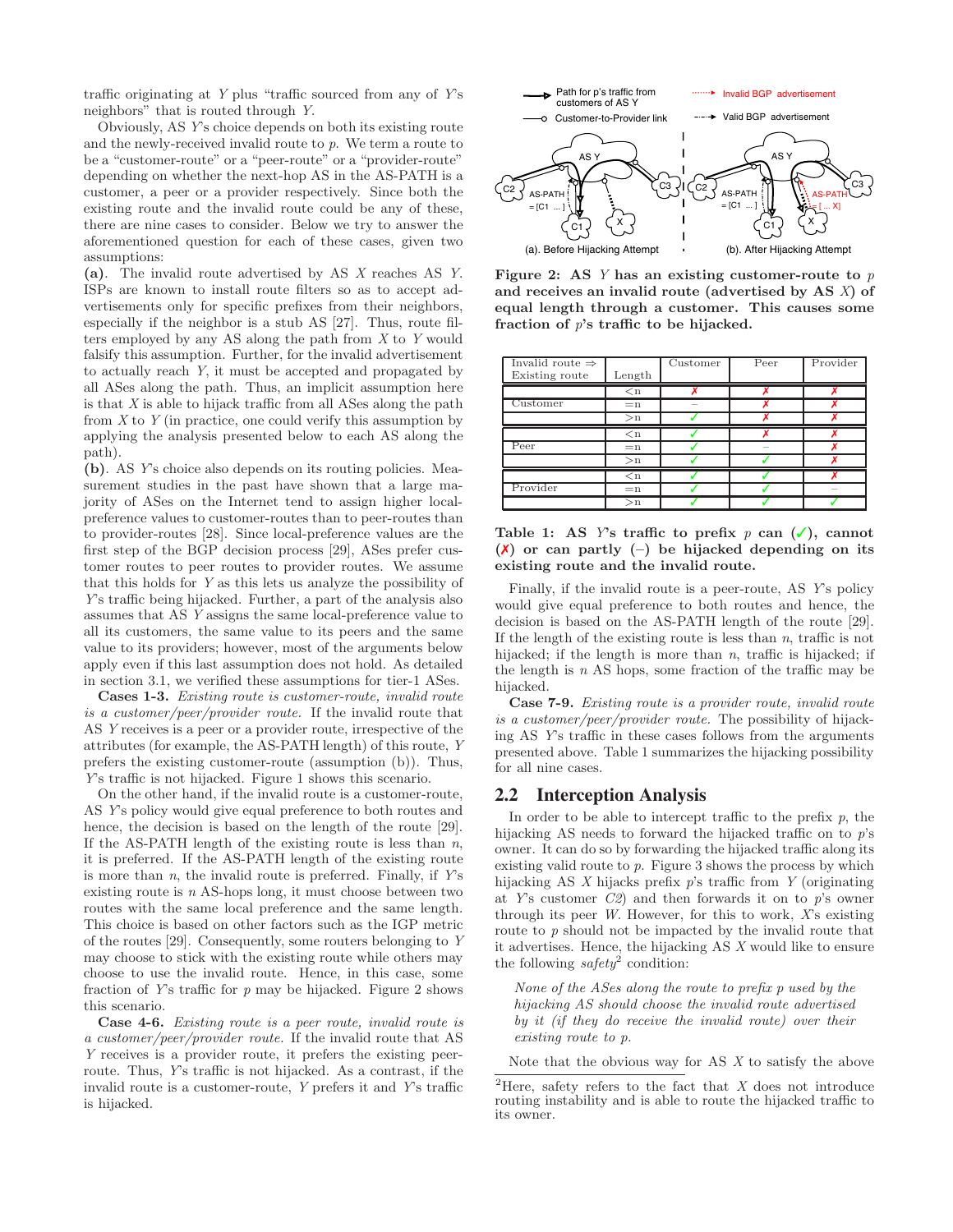traffic originating at $Y$ plus "traffic sourced from any of $Y$'s neighbors" that is routed through $Y$.

Obviously, AS $Y$'s choice depends on both its existing route and the newly-received invalid route to $p$. We term a route to be a "customer-route" or a "peer-route" or a "provider-route" depending on whether the next-hop AS in the AS-PATH is a customer, a peer or a provider respectively. Since both the existing route and the invalid route could be any of these, there are nine cases to consider. Below we try to answer the aforementioned question for each of these cases, given two assumptions:

**(a)**. The invalid route advertised by AS $X$ reaches AS $Y$. ISPs are known to install route filters so as to accept advertisements only for specific prefixes from their neighbors, especially if the neighbor is a stub AS [27]. Thus, route filters employed by any AS along the path from $X$ to $Y$ would falsify this assumption. Further, for the invalid advertisement to actually reach $Y$, it must be accepted and propagated by all ASes along the path. Thus, an implicit assumption here is that $X$ is able to hijack traffic from all ASes along the path from $X$ to $Y$ (in practice, one could verify this assumption by applying the analysis presented below to each AS along the path).

**(b)**. AS $Y$'s choice also depends on its routing policies. Measurement studies in the past have shown that a large majority of ASes on the Internet tend to assign higher local-preference values to customer-routes than to peer-routes than to provider-routes [28]. Since local-preference values are the first step of the BGP decision process [29], ASes prefer customer routes to peer routes to provider routes. We assume that this holds for $Y$ as this lets us analyze the possibility of $Y$'s traffic being hijacked. Further, a part of the analysis also assumes that AS $Y$ assigns the same local-preference value to all its customers, the same value to its peers and the same value to its providers; however, most of the arguments below apply even if this last assumption does not hold. As detailed in section 3.1, we verified these assumptions for tier-1 ASes.

**Cases 1-3.** *Existing route is customer-route, invalid route is a customer/peer/provider route.* If the invalid route that AS $Y$ receives is a peer or a provider route, irrespective of the attributes (for example, the AS-PATH length) of this route, $Y$ prefers the existing customer-route (assumption (b)). Thus, $Y$'s traffic is not hijacked. Figure 1 shows this scenario.

On the other hand, if the invalid route is a customer-route, AS $Y$'s policy would give equal preference to both routes and hence, the decision is based on the length of the route [29]. If the AS-PATH length of the existing route is less than $n$, it is preferred. If the AS-PATH length of the existing route is more than $n$, the invalid route is preferred. Finally, if $Y$'s existing route is $n$ AS-hops long, it must choose between two routes with the same local preference and the same length. This choice is based on other factors such as the IGP metric of the routes [29]. Consequently, some routers belonging to $Y$ may choose to stick with the existing route while others may choose to use the invalid route. Hence, in this case, some fraction of $Y$'s traffic for $p$ may be hijacked. Figure 2 shows this scenario.

**Case 4-6.** *Existing route is a peer route, invalid route is a customer/peer/provider route.* If the invalid route that AS $Y$ receives is a provider route, it prefers the existing peer-route. Thus, $Y$'s traffic is not hijacked. As a contrast, if the invalid route is a customer-route, $Y$ prefers it and $Y$'s traffic is hijacked.

Path for p's traffic from customers of AS Y
Customer-to-Provider link
Invalid BGP advertisement
Valid BGP advertisement
AS Y
C2
C3
AS-PATH = [C1 ... ]
C1
X
AS-PATH = [ ... X]
(a). Before Hijacking Attempt
(b). After Hijacking Attempt

**Figure 2: AS $Y$ has an existing customer-route to $p$ and receives an invalid route (advertised by AS $X$) of equal length through a customer. This causes some fraction of $p$'s traffic to be hijacked.**

| Invalid route ⇒ Existing route | Length | Customer | Peer | Provider |
|---|---|---|---|---|
| | <n | ✗ | ✗ | ✗ |
| Customer | =n | – | ✗ | ✗ |
| | >n | ✓ | ✗ | ✗ |
| | <n | ✓ | ✗ | ✗ |
| Peer | =n | ✓ | – | ✗ |
| | >n | ✓ | ✓ | ✗ |
| | <n | ✓ | ✓ | ✗ |
| Provider | =n | ✓ | ✓ | – |
| | >n | ✓ | ✓ | ✓ |

**Table 1: AS $Y$'s traffic to prefix $p$ can (✓), cannot (✗) or can partly (–) be hijacked depending on its existing route and the invalid route.**

Finally, if the invalid route is a peer-route, AS $Y$'s policy would give equal preference to both routes and hence, the decision is based on the AS-PATH length of the route [29]. If the length of the existing route is less than $n$, traffic is not hijacked; if the length is more than $n$, traffic is hijacked; if the length is $n$ AS hops, some fraction of the traffic may be hijacked.

**Case 7-9.** *Existing route is a provider route, invalid route is a customer/peer/provider route.* The possibility of hijacking AS $Y$'s traffic in these cases follows from the arguments presented above. Table 1 summarizes the hijacking possibility for all nine cases.

## 2.2 Interception Analysis

In order to be able to intercept traffic to the prefix $p$, the hijacking AS needs to forward the hijacked traffic on to $p$'s owner. It can do so by forwarding the hijacked traffic along its existing valid route to $p$. Figure 3 shows the process by which hijacking AS $X$ hijacks prefix $p$'s traffic from $Y$ (originating at $Y$'s customer $C2$) and then forwards it on to $p$'s owner through its peer $W$. However, for this to work, $X$'s existing route to $p$ should not be impacted by the invalid route that it advertises. Hence, the hijacking AS $X$ would like to ensure the following *safety*[2] condition:

> *None of the ASes along the route to prefix p used by the hijacking AS should choose the invalid route advertised by it (if they do receive the invalid route) over their existing route to p.*

Note that the obvious way for AS $X$ to satisfy the above

[2]Here, safety refers to the fact that $X$ does not introduce routing instability and is able to route the hijacked traffic to its owner.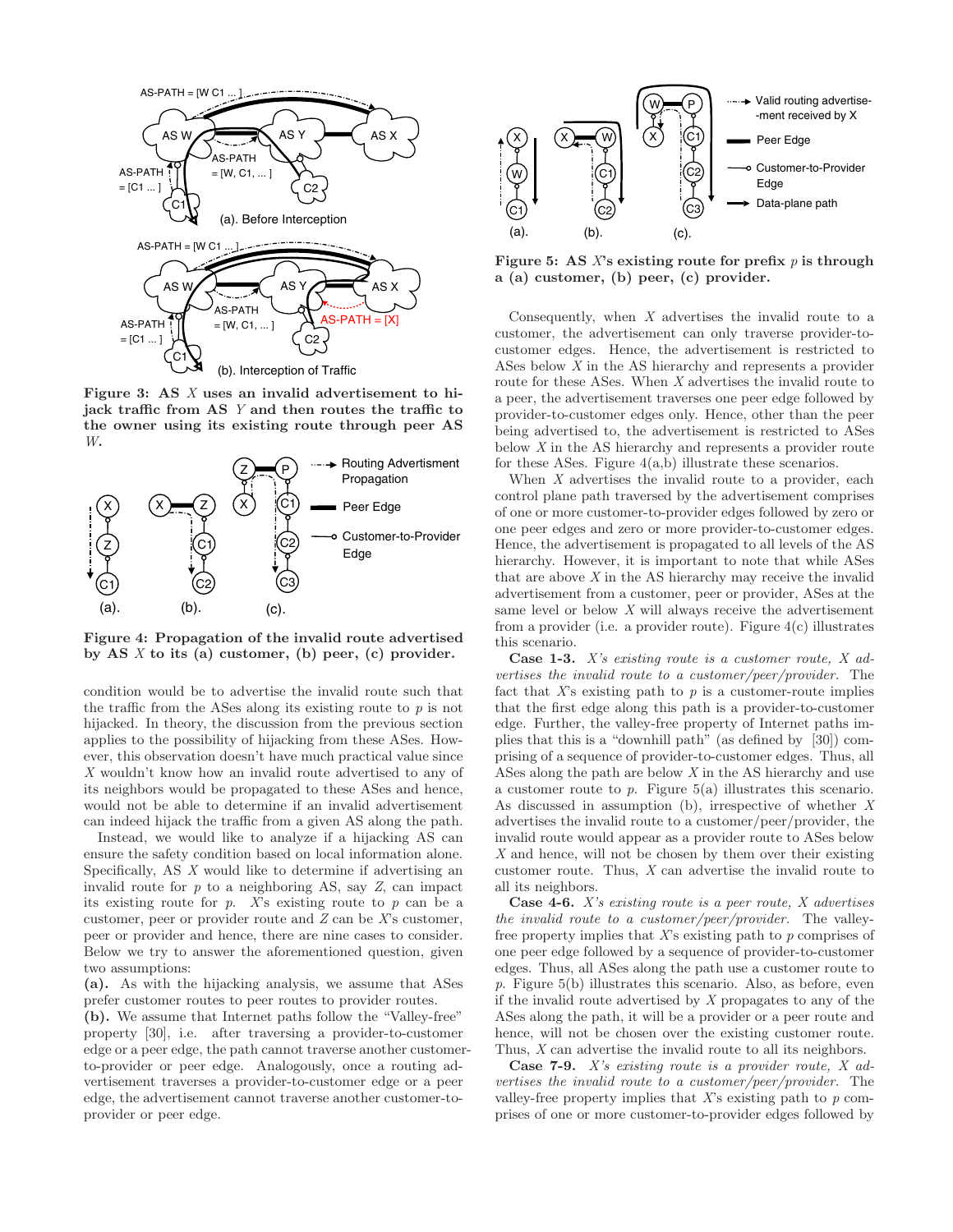**Figure 3: AS $X$ uses an invalid advertisement to hijack traffic from AS $Y$ and then routes the traffic to the owner using its existing route through peer AS $W$.**

**Figure 4: Propagation of the invalid route advertised by AS $X$ to its (a) customer, (b) peer, (c) provider.**

condition would be to advertise the invalid route such that the traffic from the ASes along its existing route to $p$ is not hijacked. In theory, the discussion from the previous section applies to the possibility of hijacking from these ASes. However, this observation doesn't have much practical value since $X$ wouldn't know how an invalid route advertised to any of its neighbors would be propagated to these ASes and hence, would not be able to determine if an invalid advertisement can indeed hijack the traffic from a given AS along the path.

Instead, we would like to analyze if a hijacking AS can ensure the safety condition based on local information alone. Specifically, AS $X$ would like to determine if advertising an invalid route for $p$ to a neighboring AS, say $Z$, can impact its existing route for $p$. $X$'s existing route to $p$ can be a customer, peer or provider route and $Z$ can be $X$'s customer, peer or provider and hence, there are nine cases to consider. Below we try to answer the aforementioned question, given two assumptions:

**(a).** As with the hijacking analysis, we assume that ASes prefer customer routes to peer routes to provider routes.

**(b).** We assume that Internet paths follow the "Valley-free" property [30], i.e. after traversing a provider-to-customer edge or a peer edge, the path cannot traverse another customer-to-provider or peer edge. Analogously, once a routing advertisement traverses a provider-to-customer edge or a peer edge, the advertisement cannot traverse another customer-to-provider or peer edge.

**Figure 5: AS $X$'s existing route for prefix $p$ is through a (a) customer, (b) peer, (c) provider.**

Consequently, when $X$ advertises the invalid route to a customer, the advertisement can only traverse provider-to-customer edges. Hence, the advertisement is restricted to ASes below $X$ in the AS hierarchy and represents a provider route for these ASes. When $X$ advertises the invalid route to a peer, the advertisement traverses one peer edge followed by provider-to-customer edges only. Hence, other than the peer being advertised to, the advertisement is restricted to ASes below $X$ in the AS hierarchy and represents a provider route for these ASes. Figure 4(a,b) illustrate these scenarios.

When $X$ advertises the invalid route to a provider, each control plane path traversed by the advertisement comprises of one or more customer-to-provider edges followed by zero or one peer edges and zero or more provider-to-customer edges. Hence, the advertisement is propagated to all levels of the AS hierarchy. However, it is important to note that while ASes that are above $X$ in the AS hierarchy may receive the invalid advertisement from a customer, peer or provider, ASes at the same level or below $X$ will always receive the advertisement from a provider (i.e. a provider route). Figure 4(c) illustrates this scenario.

**Case 1-3.** *$X$'s existing route is a customer route, $X$ advertises the invalid route to a customer/peer/provider.* The fact that $X$'s existing path to $p$ is a customer-route implies that the first edge along this path is a provider-to-customer edge. Further, the valley-free property of Internet paths implies that this is a "downhill path" (as defined by [30]) comprising of a sequence of provider-to-customer edges. Thus, all ASes along the path are below $X$ in the AS hierarchy and use a customer route to $p$. Figure 5(a) illustrates this scenario. As discussed in assumption (b), irrespective of whether $X$ advertises the invalid route to a customer/peer/provider, the invalid route would appear as a provider route to ASes below $X$ and hence, will not be chosen by them over their existing customer route. Thus, $X$ can advertise the invalid route to all its neighbors.

**Case 4-6.** *$X$'s existing route is a peer route, $X$ advertises the invalid route to a customer/peer/provider.* The valley-free property implies that $X$'s existing path to $p$ comprises of one peer edge followed by a sequence of provider-to-customer edges. Thus, all ASes along the path use a customer route to $p$. Figure 5(b) illustrates this scenario. Also, as before, even if the invalid route advertised by $X$ propagates to any of the ASes along the path, it will be a provider or a peer route and hence, will not be chosen over the existing customer route. Thus, $X$ can advertise the invalid route to all its neighbors.

**Case 7-9.** *$X$'s existing route is a provider route, $X$ advertises the invalid route to a customer/peer/provider.* The valley-free property implies that $X$'s existing path to $p$ comprises of one or more customer-to-provider edges followed by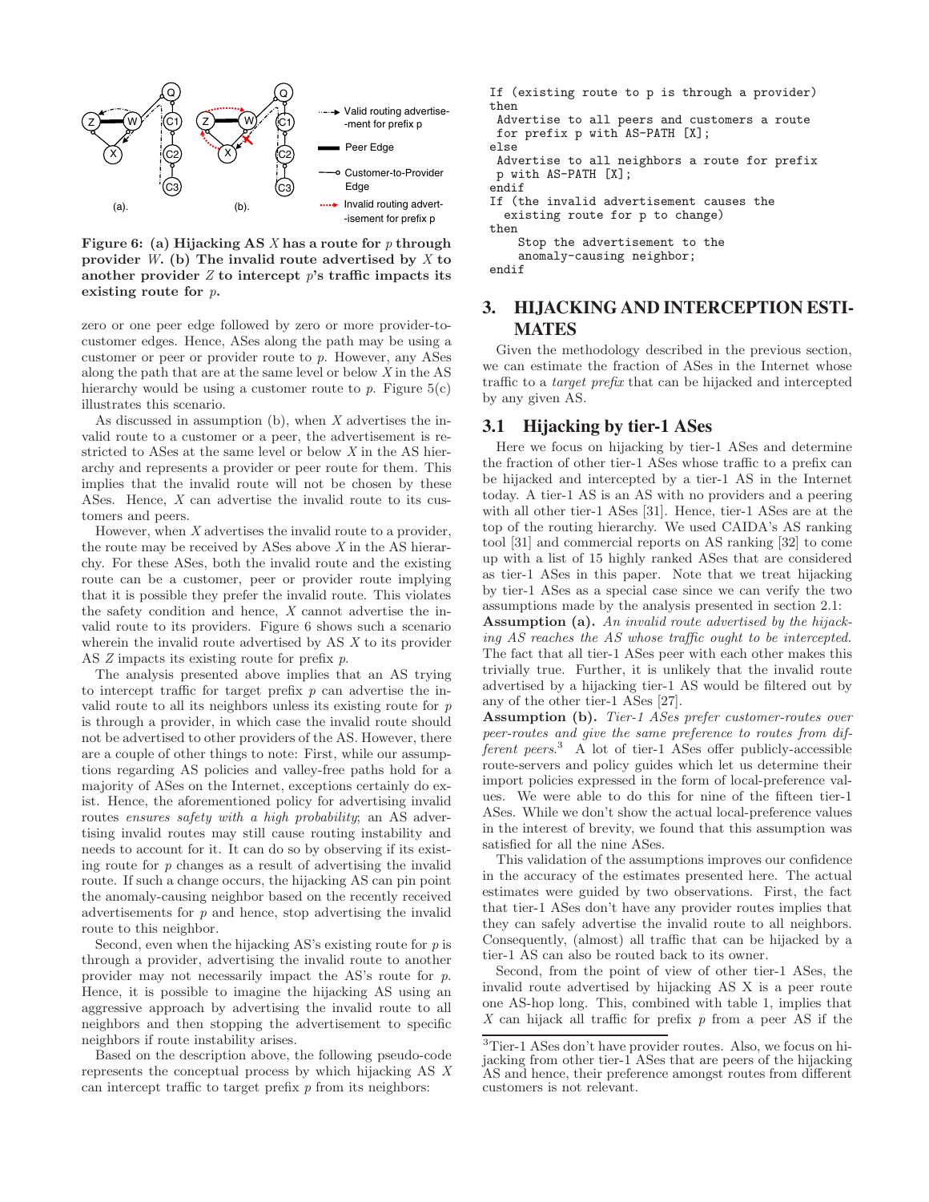Figure 6: (a) Hijacking AS $X$ has a route for $p$ through provider $W$. (b) The invalid route advertised by $X$ to another provider $Z$ to intercept $p$'s traffic impacts its existing route for $p$.

zero or one peer edge followed by zero or more provider-to-customer edges. Hence, ASes along the path may be using a customer or peer or provider route to $p$. However, any ASes along the path that are at the same level or below $X$ in the AS hierarchy would be using a customer route to $p$. Figure 5(c) illustrates this scenario.

As discussed in assumption (b), when $X$ advertises the invalid route to a customer or a peer, the advertisement is restricted to ASes at the same level or below $X$ in the AS hierarchy and represents a provider or peer route for them. This implies that the invalid route will not be chosen by these ASes. Hence, $X$ can advertise the invalid route to its customers and peers.

However, when $X$ advertises the invalid route to a provider, the route may be received by ASes above $X$ in the AS hierarchy. For these ASes, both the invalid route and the existing route can be a customer, peer or provider route implying that it is possible they prefer the invalid route. This violates the safety condition and hence, $X$ cannot advertise the invalid route to its providers. Figure 6 shows such a scenario wherein the invalid route advertised by AS $X$ to its provider AS $Z$ impacts its existing route for prefix $p$.

The analysis presented above implies that an AS trying to intercept traffic for target prefix $p$ can advertise the invalid route to all its neighbors unless its existing route for $p$ is through a provider, in which case the invalid route should not be advertised to other providers of the AS. However, there are a couple of other things to note: First, while our assumptions regarding AS policies and valley-free paths hold for a majority of ASes on the Internet, exceptions certainly do exist. Hence, the aforementioned policy for advertising invalid routes *ensures safety with a high probability*; an AS advertising invalid routes may still cause routing instability and needs to account for it. It can do so by observing if its existing route for $p$ changes as a result of advertising the invalid route. If such a change occurs, the hijacking AS can pin point the anomaly-causing neighbor based on the recently received advertisements for $p$ and hence, stop advertising the invalid route to this neighbor.

Second, even when the hijacking AS's existing route for $p$ is through a provider, advertising the invalid route to another provider may not necessarily impact the AS's route for $p$. Hence, it is possible to imagine the hijacking AS using an aggressive approach by advertising the invalid route to all neighbors and then stopping the advertisement to specific neighbors if route instability arises.

Based on the description above, the following pseudo-code represents the conceptual process by which hijacking AS $X$ can intercept traffic to target prefix $p$ from its neighbors:

```
If (existing route to p is through a provider)
then
 Advertise to all peers and customers a route
 for prefix p with AS-PATH [X];
else
 Advertise to all neighbors a route for prefix
 p with AS-PATH [X];
endif
If (the invalid advertisement causes the
  existing route for p to change)
then
    Stop the advertisement to the
    anomaly-causing neighbor;
endif
```

## 3. HIJACKING AND INTERCEPTION ESTIMATES

Given the methodology described in the previous section, we can estimate the fraction of ASes in the Internet whose traffic to a *target prefix* that can be hijacked and intercepted by any given AS.

### 3.1 Hijacking by tier-1 ASes

Here we focus on hijacking by tier-1 ASes and determine the fraction of other tier-1 ASes whose traffic to a prefix can be hijacked and intercepted by a tier-1 AS in the Internet today. A tier-1 AS is an AS with no providers and a peering with all other tier-1 ASes [31]. Hence, tier-1 ASes are at the top of the routing hierarchy. We used CAIDA's AS ranking tool [31] and commercial reports on AS ranking [32] to come up with a list of 15 highly ranked ASes that are considered as tier-1 ASes in this paper. Note that we treat hijacking by tier-1 ASes as a special case since we can verify the two assumptions made by the analysis presented in section 2.1:

**Assumption (a).** *An invalid route advertised by the hijacking AS reaches the AS whose traffic ought to be intercepted.* The fact that all tier-1 ASes peer with each other makes this trivially true. Further, it is unlikely that the invalid route advertised by a hijacking tier-1 AS would be filtered out by any of the other tier-1 ASes [27].

**Assumption (b).** *Tier-1 ASes prefer customer-routes over peer-routes and give the same preference to routes from different peers.*[3] A lot of tier-1 ASes offer publicly-accessible route-servers and policy guides which let us determine their import policies expressed in the form of local-preference values. We were able to do this for nine of the fifteen tier-1 ASes. While we don't show the actual local-preference values in the interest of brevity, we found that this assumption was satisfied for all the nine ASes.

This validation of the assumptions improves our confidence in the accuracy of the estimates presented here. The actual estimates were guided by two observations. First, the fact that tier-1 ASes don't have any provider routes implies that they can safely advertise the invalid route to all neighbors. Consequently, (almost) all traffic that can be hijacked by a tier-1 AS can also be routed back to its owner.

Second, from the point of view of other tier-1 ASes, the invalid route advertised by hijacking AS X is a peer route one AS-hop long. This, combined with table 1, implies that $X$ can hijack all traffic for prefix $p$ from a peer AS if the

[3] Tier-1 ASes don't have provider routes. Also, we focus on hijacking from other tier-1 ASes that are peers of the hijacking AS and hence, their preference amongst routes from different customers is not relevant.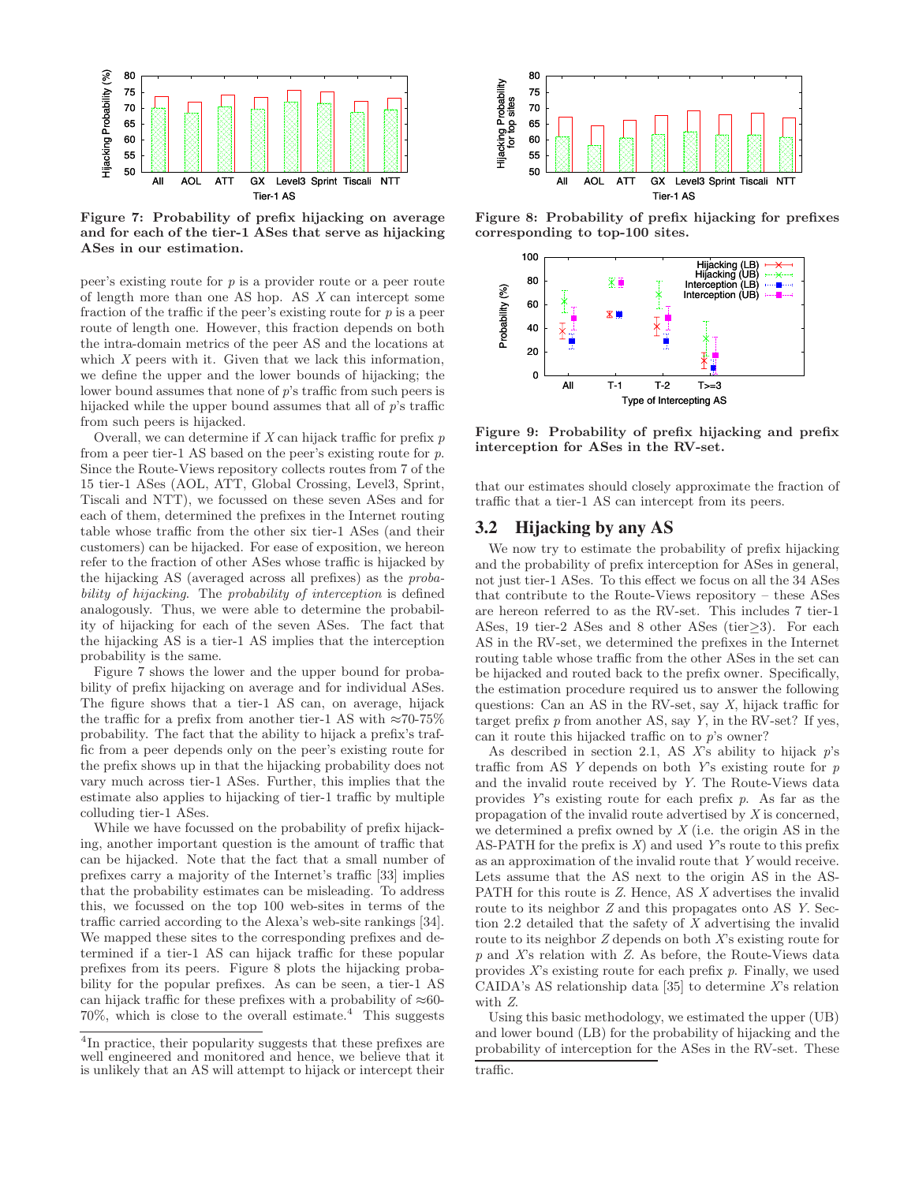**Figure 7: Probability of prefix hijacking on average and for each of the tier-1 ASes that serve as hijacking ASes in our estimation.**

peer's existing route for $p$ is a provider route or a peer route of length more than one AS hop. AS $X$ can intercept some fraction of the traffic if the peer's existing route for $p$ is a peer route of length one. However, this fraction depends on both the intra-domain metrics of the peer AS and the locations at which $X$ peers with it. Given that we lack this information, we define the upper and the lower bounds of hijacking; the lower bound assumes that none of $p$'s traffic from such peers is hijacked while the upper bound assumes that all of $p$'s traffic from such peers is hijacked.

Overall, we can determine if $X$ can hijack traffic for prefix $p$ from a peer tier-1 AS based on the peer's existing route for $p$. Since the Route-Views repository collects routes from 7 of the 15 tier-1 ASes (AOL, ATT, Global Crossing, Level3, Sprint, Tiscali and NTT), we focussed on these seven ASes and for each of them, determined the prefixes in the Internet routing table whose traffic from the other six tier-1 ASes (and their customers) can be hijacked. For ease of exposition, we hereon refer to the fraction of other ASes whose traffic is hijacked by the hijacking AS (averaged across all prefixes) as the *probability of hijacking*. The *probability of interception* is defined analogously. Thus, we were able to determine the probability of hijacking for each of the seven ASes. The fact that the hijacking AS is a tier-1 AS implies that the interception probability is the same.

Figure 7 shows the lower and the upper bound for probability of prefix hijacking on average and for individual ASes. The figure shows that a tier-1 AS can, on average, hijack the traffic for a prefix from another tier-1 AS with ≈70-75% probability. The fact that the ability to hijack a prefix's traffic from a peer depends only on the peer's existing route for the prefix shows up in that the hijacking probability does not vary much across tier-1 ASes. Further, this implies that the estimate also applies to hijacking of tier-1 traffic by multiple colluding tier-1 ASes.

While we have focussed on the probability of prefix hijacking, another important question is the amount of traffic that can be hijacked. Note that the fact that a small number of prefixes carry a majority of the Internet's traffic [33] implies that the probability estimates can be misleading. To address this, we focussed on the top 100 web-sites in terms of the traffic carried according to the Alexa's web-site rankings [34]. We mapped these sites to the corresponding prefixes and determined if a tier-1 AS can hijack traffic for these popular prefixes from its peers. Figure 8 plots the hijacking probability for the popular prefixes. As can be seen, a tier-1 AS can hijack traffic for these prefixes with a probability of ≈60-70%, which is close to the overall estimate.[4] This suggests that our estimates should closely approximate the fraction of traffic that a tier-1 AS can intercept from its peers.

[4]In practice, their popularity suggests that these prefixes are well engineered and monitored and hence, we believe that it is unlikely that an AS will attempt to hijack or intercept their traffic.

**Figure 8: Probability of prefix hijacking for prefixes corresponding to top-100 sites.**

**Figure 9: Probability of prefix hijacking and prefix interception for ASes in the RV-set.**

## 3.2 Hijacking by any AS

We now try to estimate the probability of prefix hijacking and the probability of prefix interception for ASes in general, not just tier-1 ASes. To this effect we focus on all the 34 ASes that contribute to the Route-Views repository – these ASes are hereon referred to as the RV-set. This includes 7 tier-1 ASes, 19 tier-2 ASes and 8 other ASes (tier≥3). For each AS in the RV-set, we determined the prefixes in the Internet routing table whose traffic from the other ASes in the set can be hijacked and routed back to the prefix owner. Specifically, the estimation procedure required us to answer the following questions: Can an AS in the RV-set, say $X$, hijack traffic for target prefix $p$ from another AS, say $Y$, in the RV-set? If yes, can it route this hijacked traffic on to $p$'s owner?

As described in section 2.1, AS $X$'s ability to hijack $p$'s traffic from AS $Y$ depends on both $Y$'s existing route for $p$ and the invalid route received by $Y$. The Route-Views data provides $Y$'s existing route for each prefix $p$. As far as the propagation of the invalid route advertised by $X$ is concerned, we determined a prefix owned by $X$ (i.e. the origin AS in the AS-PATH for the prefix is $X$) and used $Y$'s route to this prefix as an approximation of the invalid route that $Y$ would receive. Lets assume that the AS next to the origin AS in the AS-PATH for this route is $Z$. Hence, AS $X$ advertises the invalid route to its neighbor $Z$ and this propagates onto AS $Y$. Section 2.2 detailed that the safety of $X$ advertising the invalid route to its neighbor $Z$ depends on both $X$'s existing route for $p$ and $X$'s relation with $Z$. As before, the Route-Views data provides $X$'s existing route for each prefix $p$. Finally, we used CAIDA's AS relationship data [35] to determine $X$'s relation with $Z$.

Using this basic methodology, we estimated the upper (UB) and lower bound (LB) for the probability of hijacking and the probability of interception for the ASes in the RV-set. These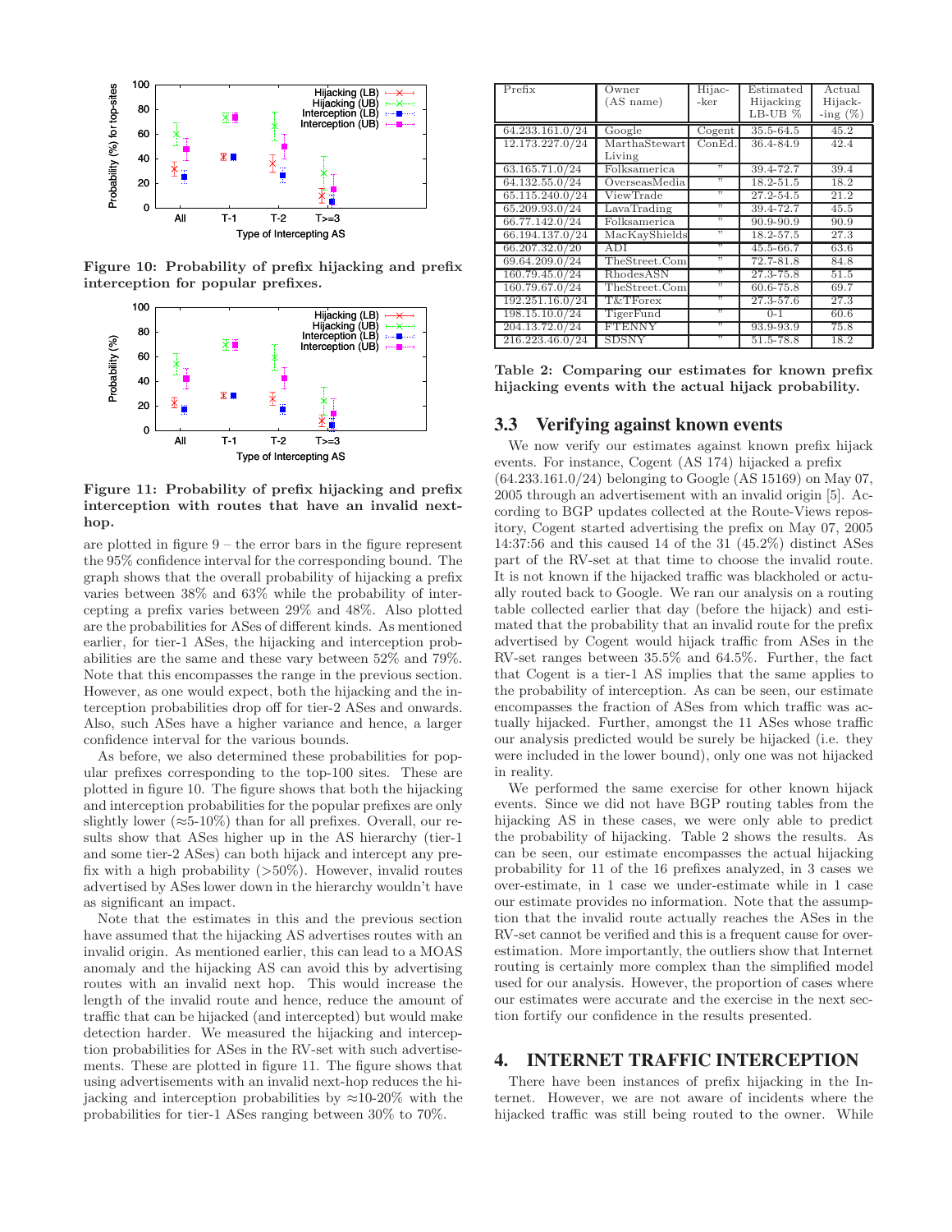Figure 10: Probability of prefix hijacking and prefix interception for popular prefixes.

Figure 11: Probability of prefix hijacking and prefix interception with routes that have an invalid next-hop.

are plotted in figure 9 – the error bars in the figure represent the 95% confidence interval for the corresponding bound. The graph shows that the overall probability of hijacking a prefix varies between 38% and 63% while the probability of intercepting a prefix varies between 29% and 48%. Also plotted are the probabilities for ASes of different kinds. As mentioned earlier, for tier-1 ASes, the hijacking and interception probabilities are the same and these vary between 52% and 79%. Note that this encompasses the range in the previous section. However, as one would expect, both the hijacking and the interception probabilities drop off for tier-2 ASes and onwards. Also, such ASes have a higher variance and hence, a larger confidence interval for the various bounds.

As before, we also determined these probabilities for popular prefixes corresponding to the top-100 sites. These are plotted in figure 10. The figure shows that both the hijacking and interception probabilities for the popular prefixes are only slightly lower (≈5-10%) than for all prefixes. Overall, our results show that ASes higher up in the AS hierarchy (tier-1 and some tier-2 ASes) can both hijack and intercept any prefix with a high probability (>50%). However, invalid routes advertised by ASes lower down in the hierarchy wouldn't have as significant an impact.

Note that the estimates in this and the previous section have assumed that the hijacking AS advertises routes with an invalid origin. As mentioned earlier, this can lead to a MOAS anomaly and the hijacking AS can avoid this by advertising routes with an invalid next hop. This would increase the length of the invalid route and hence, reduce the amount of traffic that can be hijacked (and intercepted) but would make detection harder. We measured the hijacking and interception probabilities for ASes in the RV-set with such advertisements. These are plotted in figure 11. The figure shows that using advertisements with an invalid next-hop reduces the hijacking and interception probabilities by ≈10-20% with the probabilities for tier-1 ASes ranging between 30% to 70%.

| Prefix | Owner (AS name) | Hijac--ker | Estimated Hijacking LB-UB % | Actual Hijack--ing (%) |
|---|---|---|---|---|
| 64.233.161.0/24 | Google | Cogent | 35.5-64.5 | 45.2 |
| 12.173.227.0/24 | MarthaStewart Living | ConEd. | 36.4-84.9 | 42.4 |
| 63.165.71.0/24 | Folksamerica | " | 39.4-72.7 | 39.4 |
| 64.132.55.0/24 | OverseasMedia | " | 18.2-51.5 | 18.2 |
| 65.115.240.0/24 | ViewTrade | " | 27.2-54.5 | 21.2 |
| 65.209.93.0/24 | LavaTrading | " | 39.4-72.7 | 45.5 |
| 66.77.142.0/24 | Folksamerica | " | 90.9-90.9 | 90.9 |
| 66.194.137.0/24 | MacKayShields | " | 18.2-57.5 | 27.3 |
| 66.207.32.0/20 | ADI | " | 45.5-66.7 | 63.6 |
| 69.64.209.0/24 | TheStreet.Com | " | 72.7-81.8 | 84.8 |
| 160.79.45.0/24 | RhodesASN | " | 27.3-75.8 | 51.5 |
| 160.79.67.0/24 | TheStreet.Com | " | 60.6-75.8 | 69.7 |
| 192.251.16.0/24 | T&TForex | " | 27.3-57.6 | 27.3 |
| 198.15.10.0/24 | TigerFund | " | 0-1 | 60.6 |
| 204.13.72.0/24 | FTENNY | " | 93.9-93.9 | 75.8 |
| 216.223.46.0/24 | SDSNY | " | 51.5-78.8 | 18.2 |

Table 2: Comparing our estimates for known prefix hijacking events with the actual hijack probability.

## 3.3 Verifying against known events

We now verify our estimates against known prefix hijack events. For instance, Cogent (AS 174) hijacked a prefix (64.233.161.0/24) belonging to Google (AS 15169) on May 07, 2005 through an advertisement with an invalid origin [5]. According to BGP updates collected at the Route-Views repository, Cogent started advertising the prefix on May 07, 2005 14:37:56 and this caused 14 of the 31 (45.2%) distinct ASes part of the RV-set at that time to choose the invalid route. It is not known if the hijacked traffic was blackholed or actually routed back to Google. We ran our analysis on a routing table collected earlier that day (before the hijack) and estimated that the probability that an invalid route for the prefix advertised by Cogent would hijack traffic from ASes in the RV-set ranges between 35.5% and 64.5%. Further, the fact that Cogent is a tier-1 AS implies that the same applies to the probability of interception. As can be seen, our estimate encompasses the fraction of ASes from which traffic was actually hijacked. Further, amongst the 11 ASes whose traffic our analysis predicted would be surely be hijacked (i.e. they were included in the lower bound), only one was not hijacked in reality.

We performed the same exercise for other known hijack events. Since we did not have BGP routing tables from the hijacking AS in these cases, we were only able to predict the probability of hijacking. Table 2 shows the results. As can be seen, our estimate encompasses the actual hijacking probability for 11 of the 16 prefixes analyzed, in 3 cases we over-estimate, in 1 case we under-estimate while in 1 case our estimate provides no information. Note that the assumption that the invalid route actually reaches the ASes in the RV-set cannot be verified and this is a frequent cause for over-estimation. More importantly, the outliers show that Internet routing is certainly more complex than the simplified model used for our analysis. However, the proportion of cases where our estimates were accurate and the exercise in the next section fortify our confidence in the results presented.

# 4. INTERNET TRAFFIC INTERCEPTION

There have been instances of prefix hijacking in the Internet. However, we are not aware of incidents where the hijacked traffic was still being routed to the owner. While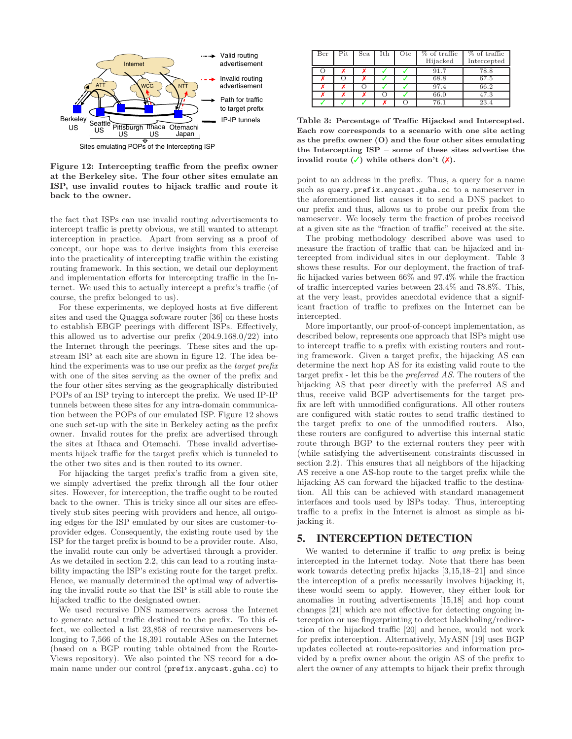Valid routing advertisement

Invalid routing advertisement

Path for traffic to target prefix

IP-IP tunnels

Internet

ATT

WCG

NTT

Berkeley US

Seattle US

Pittsburgh US

Ithaca US

Otemachi Japan

Sites emulating POPs of the Intercepting ISP

**Figure 12: Intercepting traffic from the prefix owner at the Berkeley site. The four other sites emulate an ISP, use invalid routes to hijack traffic and route it back to the owner.**

the fact that ISPs can use invalid routing advertisements to intercept traffic is pretty obvious, we still wanted to attempt interception in practice. Apart from serving as a proof of concept, our hope was to derive insights from this exercise into the practicality of intercepting traffic within the existing routing framework. In this section, we detail our deployment and implementation efforts for intercepting traffic in the Internet. We used this to actually intercept a prefix's traffic (of course, the prefix belonged to us).

For these experiments, we deployed hosts at five different sites and used the Quagga software router [36] on these hosts to establish EBGP peerings with different ISPs. Effectively, this allowed us to advertise our prefix (204.9.168.0/22) into the Internet through the peerings. These sites and the upstream ISP at each site are shown in figure 12. The idea behind the experiments was to use our prefix as the *target prefix* with one of the sites serving as the owner of the prefix and the four other sites serving as the geographically distributed POPs of an ISP trying to intercept the prefix. We used IP-IP tunnels between these sites for any intra-domain communication between the POPs of our emulated ISP. Figure 12 shows one such set-up with the site in Berkeley acting as the prefix owner. Invalid routes for the prefix are advertised through the sites at Ithaca and Otemachi. These invalid advertisements hijack traffic for the target prefix which is tunneled to the other two sites and is then routed to its owner.

For hijacking the target prefix's traffic from a given site, we simply advertised the prefix through all the four other sites. However, for interception, the traffic ought to be routed back to the owner. This is tricky since all our sites are effectively stub sites peering with providers and hence, all outgoing edges for the ISP emulated by our sites are customer-to-provider edges. Consequently, the existing route used by the ISP for the target prefix is bound to be a provider route. Also, the invalid route can only be advertised through a provider. As we detailed in section 2.2, this can lead to a routing instability impacting the ISP's existing route for the target prefix. Hence, we manually determined the optimal way of advertising the invalid route so that the ISP is still able to route the hijacked traffic to the designated owner.

We used recursive DNS nameservers across the Internet to generate actual traffic destined to the prefix. To this effect, we collected a list 23,858 of recursive nameservers belonging to 7,566 of the 18,391 routable ASes on the Internet (based on a BGP routing table obtained from the Route-Views repository). We also pointed the NS record for a domain name under our control (`prefix.anycast.guha.cc`) to point to an address in the prefix. Thus, a query for a name such as `query.prefix.anycast.guha.cc` to a nameserver in the aforementioned list causes it to send a DNS packet to our prefix and thus, allows us to probe our prefix from the nameserver. We loosely term the fraction of probes received at a given site as the "fraction of traffic" received at the site.

| Ber | Pit | Sea | Ith | Ote | % of traffic Hijacked | % of traffic Intercepted |
|---|---|---|---|---|---|---|
| O | ✗ | ✗ | ✓ | ✓ | 91.7 | 78.8 |
| ✗ | O | ✗ | ✓ | ✓ | 68.8 | 67.5 |
| ✗ | ✗ | O | ✓ | ✓ | 97.4 | 66.2 |
| ✗ | ✗ | ✗ | O | ✓ | 66.0 | 47.3 |
| ✓ | ✓ | ✓ | ✗ | O | 76.1 | 23.4 |

**Table 3: Percentage of Traffic Hijacked and Intercepted. Each row corresponds to a scenario with one site acting as the prefix owner (O) and the four other sites emulating the Intercepting ISP – some of these sites advertise the invalid route (✓) while others don't (✗).**

The probing methodology described above was used to measure the fraction of traffic that can be hijacked and intercepted from individual sites in our deployment. Table 3 shows these results. For our deployment, the fraction of traffic hijacked varies between 66% and 97.4% while the fraction of traffic intercepted varies between 23.4% and 78.8%. This, at the very least, provides anecdotal evidence that a significant fraction of traffic to prefixes on the Internet can be intercepted.

More importantly, our proof-of-concept implementation, as described below, represents one approach that ISPs might use to intercept traffic to a prefix with existing routers and routing framework. Given a target prefix, the hijacking AS can determine the next hop AS for its existing valid route to the target prefix - let this be the *preferred AS*. The routers of the hijacking AS that peer directly with the preferred AS and thus, receive valid BGP advertisements for the target prefix are left with unmodified configurations. All other routers are configured with static routes to send traffic destined to the target prefix to one of the unmodified routers. Also, these routers are configured to advertise this internal static route through BGP to the external routers they peer with (while satisfying the advertisement constraints discussed in section 2.2). This ensures that all neighbors of the hijacking AS receive a one AS-hop route to the target prefix while the hijacking AS can forward the hijacked traffic to the destination. All this can be achieved with standard management interfaces and tools used by ISPs today. Thus, intercepting traffic to a prefix in the Internet is almost as simple as hijacking it.

## 5. INTERCEPTION DETECTION

We wanted to determine if traffic to *any* prefix is being intercepted in the Internet today. Note that there has been work towards detecting prefix hijacks [3,15,18–21] and since the interception of a prefix necessarily involves hijacking it, these would seem to apply. However, they either look for anomalies in routing advertisements [15,18] and hop count changes [21] which are not effective for detecting ongoing interception or use fingerprinting to detect blackholing/redirection of the hijacked traffic [20] and hence, would not work for prefix interception. Alternatively, MyASN [19] uses BGP updates collected at route-repositories and information provided by a prefix owner about the origin AS of the prefix to alert the owner of any attempts to hijack their prefix through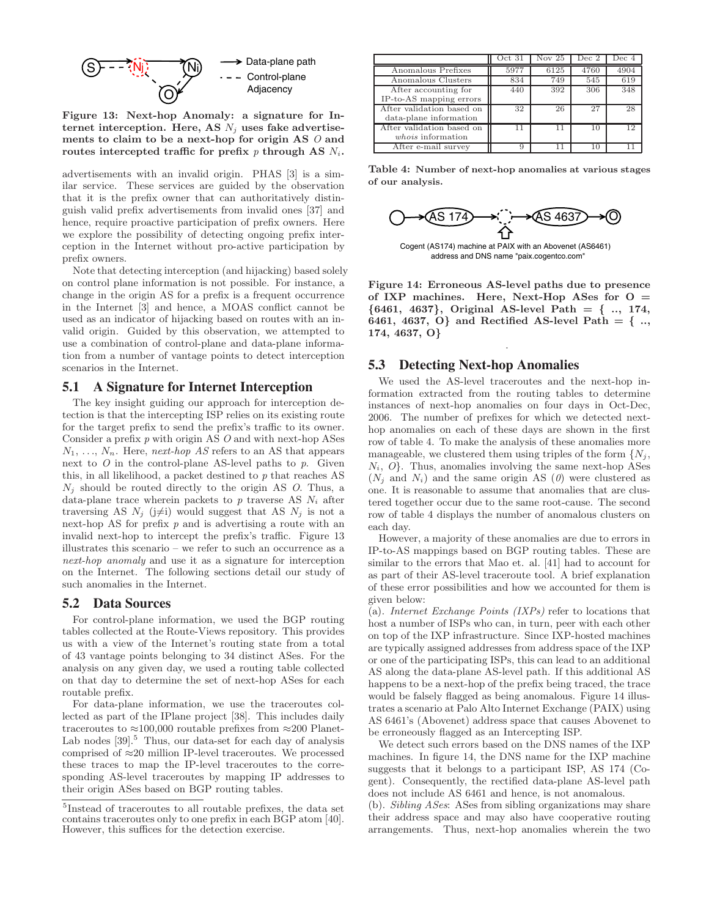Figure 13: Next-hop Anomaly: a signature for Internet interception. Here, AS $N_j$ uses fake advertisements to claim to be a next-hop for origin AS $O$ and routes intercepted traffic for prefix $p$ through AS $N_i$.

advertisements with an invalid origin. PHAS [3] is a similar service. These services are guided by the observation that it is the prefix owner that can authoritatively distinguish valid prefix advertisements from invalid ones [37] and hence, require proactive participation of prefix owners. Here we explore the possibility of detecting ongoing prefix interception in the Internet without pro-active participation by prefix owners.

Note that detecting interception (and hijacking) based solely on control plane information is not possible. For instance, a change in the origin AS for a prefix is a frequent occurrence in the Internet [3] and hence, a MOAS conflict cannot be used as an indicator of hijacking based on routes with an invalid origin. Guided by this observation, we attempted to use a combination of control-plane and data-plane information from a number of vantage points to detect interception scenarios in the Internet.

## 5.1 A Signature for Internet Interception

The key insight guiding our approach for interception detection is that the intercepting ISP relies on its existing route for the target prefix to send the prefix's traffic to its owner. Consider a prefix $p$ with origin AS $O$ and with next-hop ASes $N_1, \ldots, N_n$. Here, *next-hop AS* refers to an AS that appears next to $O$ in the control-plane AS-level paths to $p$. Given this, in all likelihood, a packet destined to $p$ that reaches AS $N_j$ should be routed directly to the origin AS $O$. Thus, a data-plane trace wherein packets to $p$ traverse AS $N_i$ after traversing AS $N_j$ ($j \neq i$) would suggest that AS $N_j$ is not a next-hop AS for prefix $p$ and is advertising a route with an invalid next-hop to intercept the prefix's traffic. Figure 13 illustrates this scenario – we refer to such an occurrence as a *next-hop anomaly* and use it as a signature for interception on the Internet. The following sections detail our study of such anomalies in the Internet.

## 5.2 Data Sources

For control-plane information, we used the BGP routing tables collected at the Route-Views repository. This provides us with a view of the Internet's routing state from a total of 43 vantage points belonging to 34 distinct ASes. For the analysis on any given day, we used a routing table collected on that day to determine the set of next-hop ASes for each routable prefix.

For data-plane information, we use the traceroutes collected as part of the IPlane project [38]. This includes daily traceroutes to ≈100,000 routable prefixes from ≈200 PlanetLab nodes [39].[5] Thus, our data-set for each day of analysis comprised of ≈20 million IP-level traceroutes. We processed these traces to map the IP-level traceroutes to the corresponding AS-level traceroutes by mapping IP addresses to their origin ASes based on BGP routing tables.

[5] Instead of traceroutes to all routable prefixes, the data set contains traceroutes only to one prefix in each BGP atom [40]. However, this suffices for the detection exercise.

| | Oct 31 | Nov 25 | Dec 2 | Dec 4 |
|---|---|---|---|---|
| Anomalous Prefixes | 5977 | 6125 | 4760 | 4904 |
| Anomalous Clusters | 834 | 749 | 545 | 619 |
| After accounting for IP-to-AS mapping errors | 440 | 392 | 306 | 348 |
| After validation based on data-plane information | 32 | 26 | 27 | 28 |
| After validation based on *whois* information | 11 | 11 | 10 | 12 |
| After e-mail survey | 9 | 11 | 10 | 11 |

Table 4: Number of next-hop anomalies at various stages of our analysis.

Figure 14: Erroneous AS-level paths due to presence of IXP machines. Here, Next-Hop ASes for O = {6461, 4637}, Original AS-level Path = { .., 174, 6461, 4637, O} and Rectified AS-level Path = { .., 174, 4637, O}

## 5.3 Detecting Next-hop Anomalies

We used the AS-level traceroutes and the next-hop information extracted from the routing tables to determine instances of next-hop anomalies on four days in Oct-Dec, 2006. The number of prefixes for which we detected next-hop anomalies on each of these days are shown in the first row of table 4. To make the analysis of these anomalies more manageable, we clustered them using triples of the form $\{N_j, N_i, O\}$. Thus, anomalies involving the same next-hop ASes ($N_j$ and $N_i$) and the same origin AS ($O$) were clustered as one. It is reasonable to assume that anomalies that are clustered together occur due to the same root-cause. The second row of table 4 displays the number of anomalous clusters on each day.

However, a majority of these anomalies are due to errors in IP-to-AS mappings based on BGP routing tables. These are similar to the errors that Mao et. al. [41] had to account for as part of their AS-level traceroute tool. A brief explanation of these error possibilities and how we accounted for them is given below:

(a). *Internet Exchange Points (IXPs)* refer to locations that host a number of ISPs who can, in turn, peer with each other on top of the IXP infrastructure. Since IXP-hosted machines are typically assigned addresses from address space of the IXP or one of the participating ISPs, this can lead to an additional AS along the data-plane AS-level path. If this additional AS happens to be a next-hop of the prefix being traced, the trace would be falsely flagged as being anomalous. Figure 14 illustrates a scenario at Palo Alto Internet Exchange (PAIX) using AS 6461's (Abovenet) address space that causes Abovenet to be erroneously flagged as an Intercepting ISP.

We detect such errors based on the DNS names of the IXP machines. In figure 14, the DNS name for the IXP machine suggests that it belongs to a participant ISP, AS 174 (Cogent). Consequently, the rectified data-plane AS-level path does not include AS 6461 and hence, is not anomalous.

(b). *Sibling ASes*: ASes from sibling organizations may share their address space and may also have cooperative routing arrangements. Thus, next-hop anomalies wherein the two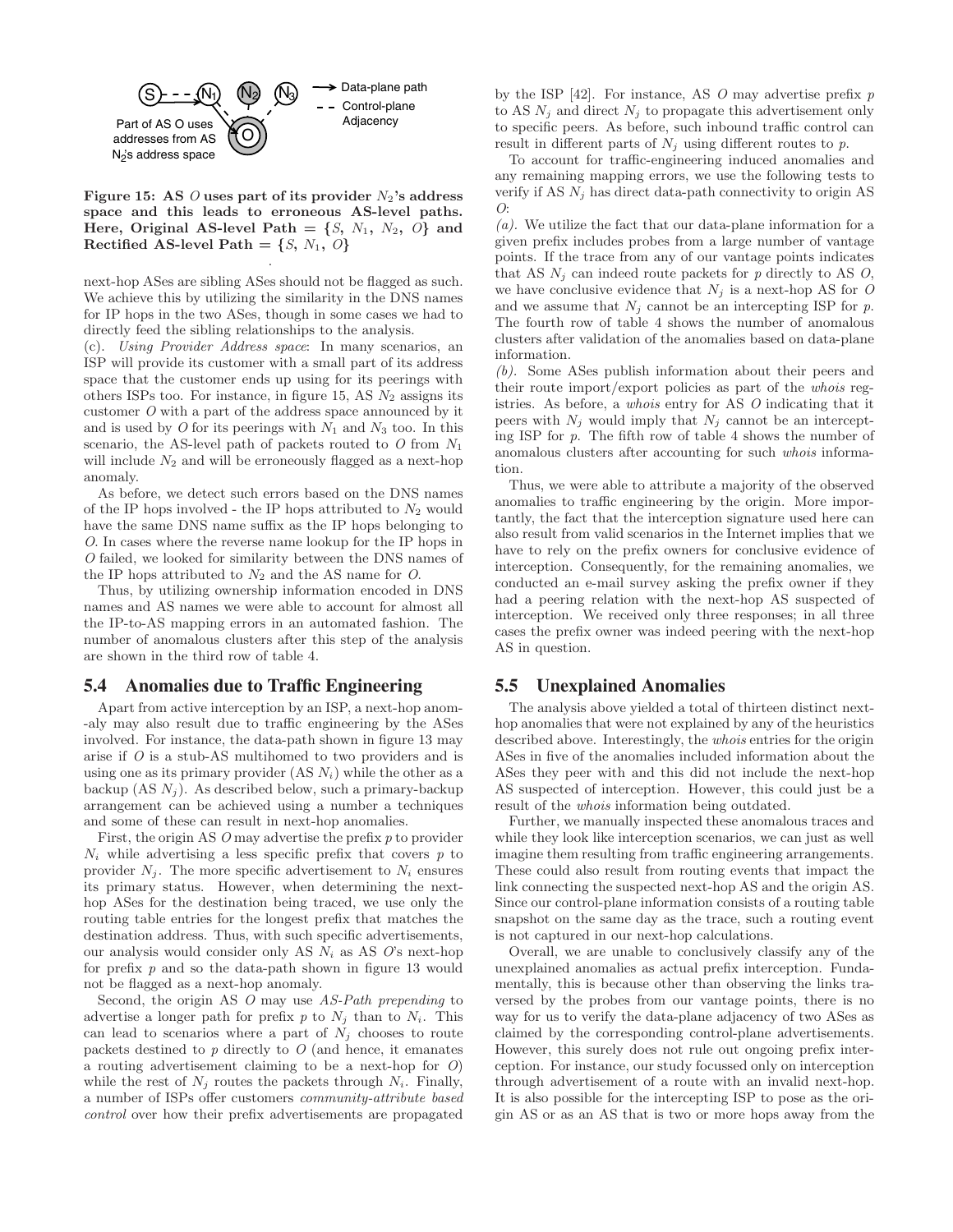Figure 15: AS $O$ uses part of its provider $N_2$'s address space and this leads to erroneous AS-level paths. Here, Original AS-level Path = {$S$, $N_1$, $N_2$, $O$} and Rectified AS-level Path = {$S$, $N_1$, $O$}

next-hop ASes are sibling ASes should not be flagged as such. We achieve this by utilizing the similarity in the DNS names for IP hops in the two ASes, though in some cases we had to directly feed the sibling relationships to the analysis.

(c). *Using Provider Address space*: In many scenarios, an ISP will provide its customer with a small part of its address space that the customer ends up using for its peerings with others ISPs too. For instance, in figure 15, AS $N_2$ assigns its customer $O$ with a part of the address space announced by it and is used by $O$ for its peerings with $N_1$ and $N_3$ too. In this scenario, the AS-level path of packets routed to $O$ from $N_1$ will include $N_2$ and will be erroneously flagged as a next-hop anomaly.

As before, we detect such errors based on the DNS names of the IP hops involved - the IP hops attributed to $N_2$ would have the same DNS name suffix as the IP hops belonging to $O$. In cases where the reverse name lookup for the IP hops in $O$ failed, we looked for similarity between the DNS names of the IP hops attributed to $N_2$ and the AS name for $O$.

Thus, by utilizing ownership information encoded in DNS names and AS names we were able to account for almost all the IP-to-AS mapping errors in an automated fashion. The number of anomalous clusters after this step of the analysis are shown in the third row of table 4.

## 5.4 Anomalies due to Traffic Engineering

Apart from active interception by an ISP, a next-hop anomaly may also result due to traffic engineering by the ASes involved. For instance, the data-path shown in figure 13 may arise if $O$ is a stub-AS multihomed to two providers and is using one as its primary provider (AS $N_i$) while the other as a backup (AS $N_j$). As described below, such a primary-backup arrangement can be achieved using a number a techniques and some of these can result in next-hop anomalies.

First, the origin AS $O$ may advertise the prefix $p$ to provider $N_i$ while advertising a less specific prefix that covers $p$ to provider $N_j$. The more specific advertisement to $N_i$ ensures its primary status. However, when determining the next-hop ASes for the destination being traced, we use only the routing table entries for the longest prefix that matches the destination address. Thus, with such specific advertisements, our analysis would consider only AS $N_i$ as AS $O$'s next-hop for prefix $p$ and so the data-path shown in figure 13 would not be flagged as a next-hop anomaly.

Second, the origin AS $O$ may use *AS-Path prepending* to advertise a longer path for prefix $p$ to $N_j$ than to $N_i$. This can lead to scenarios where a part of $N_j$ chooses to route packets destined to $p$ directly to $O$ (and hence, it emanates a routing advertisement claiming to be a next-hop for $O$) while the rest of $N_j$ routes the packets through $N_i$. Finally, a number of ISPs offer customers *community-attribute based control* over how their prefix advertisements are propagated by the ISP [42]. For instance, AS $O$ may advertise prefix $p$ to AS $N_j$ and direct $N_j$ to propagate this advertisement only to specific peers. As before, such inbound traffic control can result in different parts of $N_j$ using different routes to $p$.

To account for traffic-engineering induced anomalies and any remaining mapping errors, we use the following tests to verify if AS $N_j$ has direct data-path connectivity to origin AS $O$:

*(a).* We utilize the fact that our data-plane information for a given prefix includes probes from a large number of vantage points. If the trace from any of our vantage points indicates that AS $N_j$ can indeed route packets for $p$ directly to AS $O$, we have conclusive evidence that $N_j$ is a next-hop AS for $O$ and we assume that $N_j$ cannot be an intercepting ISP for $p$. The fourth row of table 4 shows the number of anomalous clusters after validation of the anomalies based on data-plane information.

*(b).* Some ASes publish information about their peers and their route import/export policies as part of the *whois* registries. As before, a *whois* entry for AS $O$ indicating that it peers with $N_j$ would imply that $N_j$ cannot be an intercepting ISP for $p$. The fifth row of table 4 shows the number of anomalous clusters after accounting for such *whois* information.

Thus, we were able to attribute a majority of the observed anomalies to traffic engineering by the origin. More importantly, the fact that the interception signature used here can also result from valid scenarios in the Internet implies that we have to rely on the prefix owners for conclusive evidence of interception. Consequently, for the remaining anomalies, we conducted an e-mail survey asking the prefix owner if they had a peering relation with the next-hop AS suspected of interception. We received only three responses; in all three cases the prefix owner was indeed peering with the next-hop AS in question.

## 5.5 Unexplained Anomalies

The analysis above yielded a total of thirteen distinct next-hop anomalies that were not explained by any of the heuristics described above. Interestingly, the *whois* entries for the origin ASes in five of the anomalies included information about the ASes they peer with and this did not include the next-hop AS suspected of interception. However, this could just be a result of the *whois* information being outdated.

Further, we manually inspected these anomalous traces and while they look like interception scenarios, we can just as well imagine them resulting from traffic engineering arrangements. These could also result from routing events that impact the link connecting the suspected next-hop AS and the origin AS. Since our control-plane information consists of a routing table snapshot on the same day as the trace, such a routing event is not captured in our next-hop calculations.

Overall, we are unable to conclusively classify any of the unexplained anomalies as actual prefix interception. Fundamentally, this is because other than observing the links traversed by the probes from our vantage points, there is no way for us to verify the data-plane adjacency of two ASes as claimed by the corresponding control-plane advertisements. However, this surely does not rule out ongoing prefix interception. For instance, our study focussed only on interception through advertisement of a route with an invalid next-hop. It is also possible for the intercepting ISP to pose as the origin AS or as an AS that is two or more hops away from the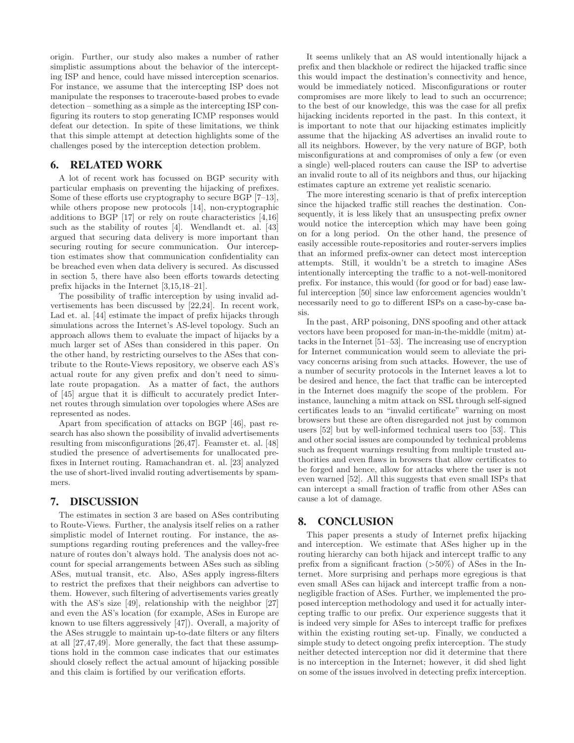origin. Further, our study also makes a number of rather simplistic assumptions about the behavior of the intercepting ISP and hence, could have missed interception scenarios. For instance, we assume that the intercepting ISP does not manipulate the responses to traceroute-based probes to evade detection – something as a simple as the intercepting ISP configuring its routers to stop generating ICMP responses would defeat our detection. In spite of these limitations, we think that this simple attempt at detection highlights some of the challenges posed by the interception detection problem.

## 6. RELATED WORK

A lot of recent work has focussed on BGP security with particular emphasis on preventing the hijacking of prefixes. Some of these efforts use cryptography to secure BGP [7–13], while others propose new protocols [14], non-cryptographic additions to BGP [17] or rely on route characteristics [4,16] such as the stability of routes [4]. Wendlandt et. al. [43] argued that securing data delivery is more important than securing routing for secure communication. Our interception estimates show that communication confidentiality can be breached even when data delivery is secured. As discussed in section 5, there have also been efforts towards detecting prefix hijacks in the Internet [3,15,18–21].

The possibility of traffic interception by using invalid advertisements has been discussed by [22,24]. In recent work, Lad et. al. [44] estimate the impact of prefix hijacks through simulations across the Internet's AS-level topology. Such an approach allows them to evaluate the impact of hijacks by a much larger set of ASes than considered in this paper. On the other hand, by restricting ourselves to the ASes that contribute to the Route-Views repository, we observe each AS's actual route for any given prefix and don't need to simulate route propagation. As a matter of fact, the authors of [45] argue that it is difficult to accurately predict Internet routes through simulation over topologies where ASes are represented as nodes.

Apart from specification of attacks on BGP [46], past research has also shown the possibility of invalid advertisements resulting from misconfigurations [26,47]. Feamster et. al. [48] studied the presence of advertisements for unallocated prefixes in Internet routing. Ramachandran et. al. [23] analyzed the use of short-lived invalid routing advertisements by spammers.

## 7. DISCUSSION

The estimates in section 3 are based on ASes contributing to Route-Views. Further, the analysis itself relies on a rather simplistic model of Internet routing. For instance, the assumptions regarding routing preferences and the valley-free nature of routes don't always hold. The analysis does not account for special arrangements between ASes such as sibling ASes, mutual transit, etc. Also, ASes apply ingress-filters to restrict the prefixes that their neighbors can advertise to them. However, such filtering of advertisements varies greatly with the AS's size [49], relationship with the neighbor [27] and even the AS's location (for example, ASes in Europe are known to use filters aggressively [47]). Overall, a majority of the ASes struggle to maintain up-to-date filters or any filters at all [27,47,49]. More generally, the fact that these assumptions hold in the common case indicates that our estimates should closely reflect the actual amount of hijacking possible and this claim is fortified by our verification efforts.

It seems unlikely that an AS would intentionally hijack a prefix and then blackhole or redirect the hijacked traffic since this would impact the destination's connectivity and hence, would be immediately noticed. Misconfigurations or router compromises are more likely to lead to such an occurrence; to the best of our knowledge, this was the case for all prefix hijacking incidents reported in the past. In this context, it is important to note that our hijacking estimates implicitly assume that the hijacking AS advertises an invalid route to all its neighbors. However, by the very nature of BGP, both misconfigurations at and compromises of only a few (or even a single) well-placed routers can cause the ISP to advertise an invalid route to all of its neighbors and thus, our hijacking estimates capture an extreme yet realistic scenario.

The more interesting scenario is that of prefix interception since the hijacked traffic still reaches the destination. Consequently, it is less likely that an unsuspecting prefix owner would notice the interception which may have been going on for a long period. On the other hand, the presence of easily accessible route-repositories and router-servers implies that an informed prefix-owner can detect most interception attempts. Still, it wouldn't be a stretch to imagine ASes intentionally intercepting the traffic to a not-well-monitored prefix. For instance, this would (for good or for bad) ease lawful interception [50] since law enforcement agencies wouldn't necessarily need to go to different ISPs on a case-by-case basis.

In the past, ARP poisoning, DNS spoofing and other attack vectors have been proposed for man-in-the-middle (mitm) attacks in the Internet [51–53]. The increasing use of encryption for Internet communication would seem to alleviate the privacy concerns arising from such attacks. However, the use of a number of security protocols in the Internet leaves a lot to be desired and hence, the fact that traffic can be intercepted in the Internet does magnify the scope of the problem. For instance, launching a mitm attack on SSL through self-signed certificates leads to an "invalid certificate" warning on most browsers but these are often disregarded not just by common users [52] but by well-informed technical users too [53]. This and other social issues are compounded by technical problems such as frequent warnings resulting from multiple trusted authorities and even flaws in browsers that allow certificates to be forged and hence, allow for attacks where the user is not even warned [52]. All this suggests that even small ISPs that can intercept a small fraction of traffic from other ASes can cause a lot of damage.

## 8. CONCLUSION

This paper presents a study of Internet prefix hijacking and interception. We estimate that ASes higher up in the routing hierarchy can both hijack and intercept traffic to any prefix from a significant fraction (>50%) of ASes in the Internet. More surprising and perhaps more egregious is that even small ASes can hijack and intercept traffic from a non-negligible fraction of ASes. Further, we implemented the proposed interception methodology and used it for actually intercepting traffic to our prefix. Our experience suggests that it is indeed very simple for ASes to intercept traffic for prefixes within the existing routing set-up. Finally, we conducted a simple study to detect ongoing prefix interception. The study neither detected interception nor did it determine that there is no interception in the Internet; however, it did shed light on some of the issues involved in detecting prefix interception.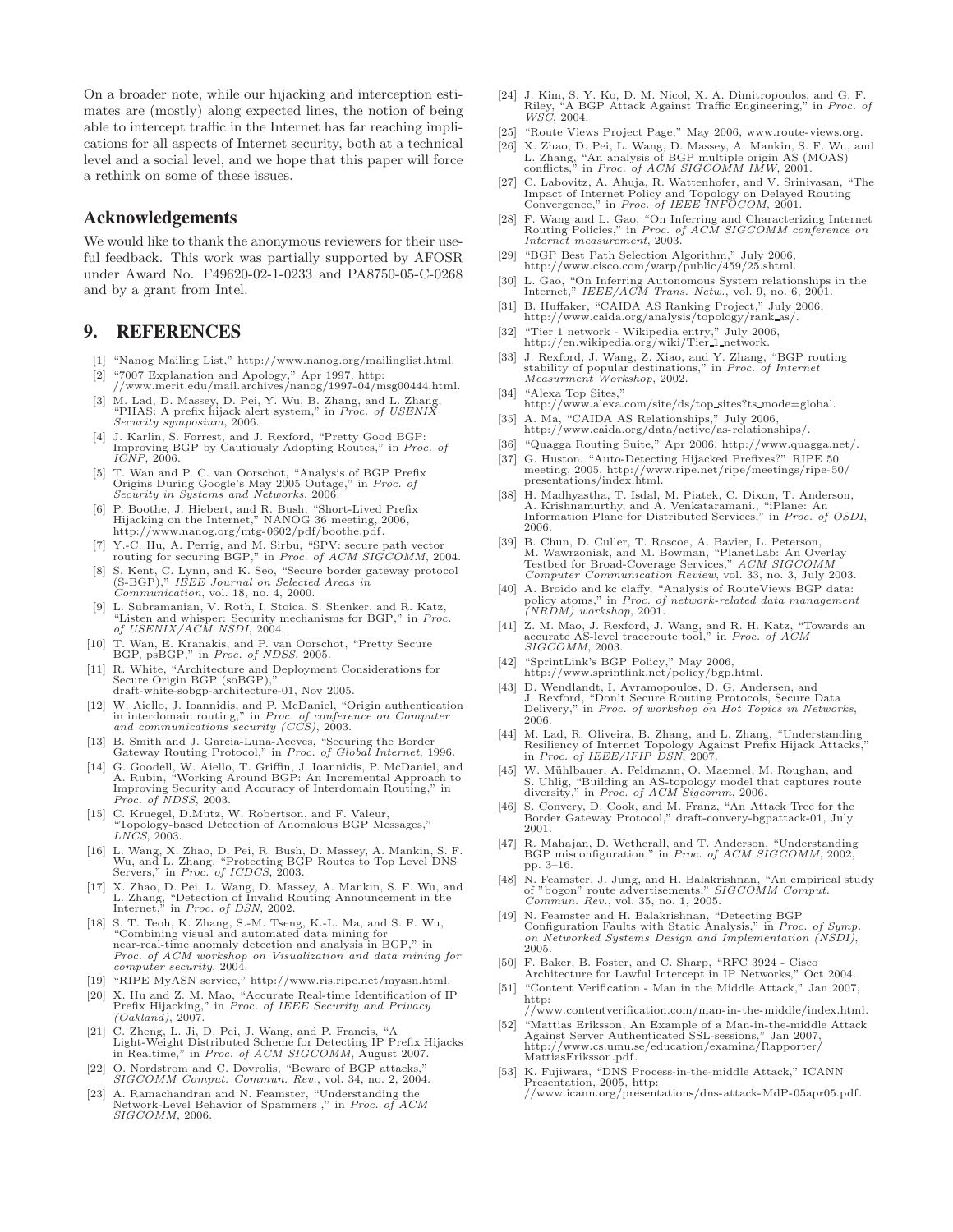On a broader note, while our hijacking and interception estimates are (mostly) along expected lines, the notion of being able to intercept traffic in the Internet has far reaching implications for all aspects of Internet security, both at a technical level and a social level, and we hope that this paper will force a rethink on some of these issues.

## Acknowledgements

We would like to thank the anonymous reviewers for their useful feedback. This work was partially supported by AFOSR under Award No. F49620-02-1-0233 and PA8750-05-C-0268 and by a grant from Intel.

## 9. REFERENCES

[1] "Nanog Mailing List," http://www.nanog.org/mailinglist.html.

[2] "7007 Explanation and Apology," Apr 1997, http: //www.merit.edu/mail.archives/nanog/1997-04/msg00444.html.

[3] M. Lad, D. Massey, D. Pei, Y. Wu, B. Zhang, and L. Zhang, "PHAS: A prefix hijack alert system," in *Proc. of USENIX Security symposium*, 2006.

[4] J. Karlin, S. Forrest, and J. Rexford, "Pretty Good BGP: Improving BGP by Cautiously Adopting Routes," in *Proc. of ICNP*, 2006.

[5] T. Wan and P. C. van Oorschot, "Analysis of BGP Prefix Origins During Google's May 2005 Outage," in *Proc. of Security in Systems and Networks*, 2006.

[6] P. Boothe, J. Hiebert, and R. Bush, "Short-Lived Prefix Hijacking on the Internet," NANOG 36 meeting, 2006, http://www.nanog.org/mtg-0602/pdf/boothe.pdf.

[7] Y.-C. Hu, A. Perrig, and M. Sirbu, "SPV: secure path vector routing for securing BGP," in *Proc. of ACM SIGCOMM*, 2004.

[8] S. Kent, C. Lynn, and K. Seo, "Secure border gateway protocol (S-BGP)," *IEEE Journal on Selected Areas in Communication*, vol. 18, no. 4, 2000.

[9] L. Subramanian, V. Roth, I. Stoica, S. Shenker, and R. Katz, "Listen and whisper: Security mechanisms for BGP," in *Proc. of USENIX/ACM NSDI*, 2004.

[10] T. Wan, E. Kranakis, and P. van Oorschot, "Pretty Secure BGP, psBGP," in *Proc. of NDSS*, 2005.

[11] R. White, "Architecture and Deployment Considerations for Secure Origin BGP (soBGP)," draft-white-sobgp-architecture-01, Nov 2005.

[12] W. Aiello, J. Ioannidis, and P. McDaniel, "Origin authentication in interdomain routing," in *Proc. of conference on Computer and communications security (CCS)*, 2003.

[13] B. Smith and J. Garcia-Luna-Aceves, "Securing the Border Gateway Routing Protocol," in *Proc. of Global Internet*, 1996.

[14] G. Goodell, W. Aiello, T. Griffin, J. Ioannidis, P. McDaniel, and A. Rubin, "Working Around BGP: An Incremental Approach to Improving Security and Accuracy of Interdomain Routing," in *Proc. of NDSS*, 2003.

[15] C. Kruegel, D.Mutz, W. Robertson, and F. Valeur, "Topology-based Detection of Anomalous BGP Messages," *LNCS*, 2003.

[16] L. Wang, X. Zhao, D. Pei, R. Bush, D. Massey, A. Mankin, S. F. Wu, and L. Zhang, "Protecting BGP Routes to Top Level DNS Servers," in *Proc. of ICDCS*, 2003.

[17] X. Zhao, D. Pei, L. Wang, D. Massey, A. Mankin, S. F. Wu, and L. Zhang, "Detection of Invalid Routing Announcement in the Internet," in *Proc. of DSN*, 2002.

[18] S. T. Teoh, K. Zhang, S.-M. Tseng, K.-L. Ma, and S. F. Wu, "Combining visual and automated data mining for near-real-time anomaly detection and analysis in BGP," in *Proc. of ACM workshop on Visualization and data mining for computer security*, 2004.

[19] "RIPE MyASN service," http://www.ris.ripe.net/myasn.html.

[20] X. Hu and Z. M. Mao, "Accurate Real-time Identification of IP Prefix Hijacking," in *Proc. of IEEE Security and Privacy (Oakland)*, 2007.

[21] C. Zheng, L. Ji, D. Pei, J. Wang, and P. Francis, "A Light-Weight Distributed Scheme for Detecting IP Prefix Hijacks in Realtime," in *Proc. of ACM SIGCOMM*, August 2007.

[22] O. Nordstrom and C. Dovrolis, "Beware of BGP attacks," *SIGCOMM Comput. Commun. Rev.*, vol. 34, no. 2, 2004.

[23] A. Ramachandran and N. Feamster, "Understanding the Network-Level Behavior of Spammers ," in *Proc. of ACM SIGCOMM*, 2006.

[24] J. Kim, S. Y. Ko, D. M. Nicol, X. A. Dimitropoulos, and G. F. Riley, "A BGP Attack Against Traffic Engineering," in *Proc. of WSC*, 2004.

[25] "Route Views Project Page," May 2006, www.route-views.org.

[26] X. Zhao, D. Pei, L. Wang, D. Massey, A. Mankin, S. F. Wu, and L. Zhang, "An analysis of BGP multiple origin AS (MOAS) conflicts," in *Proc. of ACM SIGCOMM IMW*, 2001.

[27] C. Labovitz, A. Ahuja, R. Wattenhofer, and V. Srinivasan, "The Impact of Internet Policy and Topology on Delayed Routing Convergence," in *Proc. of IEEE INFOCOM*, 2001.

[28] F. Wang and L. Gao, "On Inferring and Characterizing Internet Routing Policies," in *Proc. of ACM SIGCOMM conference on Internet measurement*, 2003.

[29] "BGP Best Path Selection Algorithm," July 2006, http://www.cisco.com/warp/public/459/25.shtml.

[30] L. Gao, "On Inferring Autonomous System relationships in the Internet," *IEEE/ACM Trans. Netw.*, vol. 9, no. 6, 2001.

[31] B. Huffaker, "CAIDA AS Ranking Project," July 2006, http://www.caida.org/analysis/topology/rank_as/.

[32] "Tier 1 network - Wikipedia entry," July 2006, http://en.wikipedia.org/wiki/Tier_1_network.

[33] J. Rexford, J. Wang, Z. Xiao, and Y. Zhang, "BGP routing stability of popular destinations," in *Proc. of Internet Measurment Workshop*, 2002.

[34] "Alexa Top Sites," http://www.alexa.com/site/ds/top_sites?ts_mode=global.

[35] A. Ma, "CAIDA AS Relationships," July 2006, http://www.caida.org/data/active/as-relationships/.

[36] "Quagga Routing Suite," Apr 2006, http://www.quagga.net/.

[37] G. Huston, "Auto-Detecting Hijacked Prefixes?" RIPE 50 meeting, 2005, http://www.ripe.net/ripe/meetings/ripe-50/presentations/index.html.

[38] H. Madhyastha, T. Isdal, M. Piatek, C. Dixon, T. Anderson, A. Krishnamurthy, and A. Venkataramani., "iPlane: An Information Plane for Distributed Services," in *Proc. of OSDI*, 2006.

[39] B. Chun, D. Culler, T. Roscoe, A. Bavier, L. Peterson, M. Wawrzoniak, and M. Bowman, "PlanetLab: An Overlay Testbed for Broad-Coverage Services," *ACM SIGCOMM Computer Communication Review*, vol. 33, no. 3, July 2003.

[40] A. Broido and kc claffy, "Analysis of RouteViews BGP data: policy atoms," in *Proc. of network-related data management (NRDM) workshop*, 2001.

[41] Z. M. Mao, J. Rexford, J. Wang, and R. H. Katz, "Towards an accurate AS-level traceroute tool," in *Proc. of ACM SIGCOMM*, 2003.

[42] "SprintLink's BGP Policy," May 2006, http://www.sprintlink.net/policy/bgp.html.

[43] D. Wendlandt, I. Avramopoulos, D. G. Andersen, and J. Rexford, "Don't Secure Routing Protocols, Secure Data Delivery," in *Proc. of workshop on Hot Topics in Networks*, 2006.

[44] M. Lad, R. Oliveira, B. Zhang, and L. Zhang, "Understanding Resiliency of Internet Topology Against Prefix Hijack Attacks," in *Proc. of IEEE/IFIP DSN*, 2007.

[45] W. Mühlbauer, A. Feldmann, O. Maennel, M. Roughan, and S. Uhlig, "Building an AS-topology model that captures route diversity," in *Proc. of ACM Sigcomm*, 2006.

[46] S. Convery, D. Cook, and M. Franz, "An Attack Tree for the Border Gateway Protocol," draft-convery-bgpattack-01, July 2001.

[47] R. Mahajan, D. Wetherall, and T. Anderson, "Understanding BGP misconfiguration," in *Proc. of ACM SIGCOMM*, 2002, pp. 3–16.

[48] N. Feamster, J. Jung, and H. Balakrishnan, "An empirical study of "bogon" route advertisements," *SIGCOMM Comput. Commun. Rev.*, vol. 35, no. 1, 2005.

[49] N. Feamster and H. Balakrishnan, "Detecting BGP Configuration Faults with Static Analysis," in *Proc. of Symp. on Networked Systems Design and Implementation (NSDI)*, 2005.

[50] F. Baker, B. Foster, and C. Sharp, "RFC 3924 - Cisco Architecture for Lawful Intercept in IP Networks," Oct 2004.

[51] "Content Verification - Man in the Middle Attack," Jan 2007, http: //www.contentverification.com/man-in-the-middle/index.html.

[52] "Mattias Eriksson, An Example of a Man-in-the-middle Attack Against Server Authenticated SSL-sessions," Jan 2007, http://www.cs.umu.se/education/examina/Rapporter/MattiasEriksson.pdf.

[53] K. Fujiwara, "DNS Process-in-the-middle Attack," ICANN Presentation, 2005, http: //www.icann.org/presentations/dns-attack-MdP-05apr05.pdf.